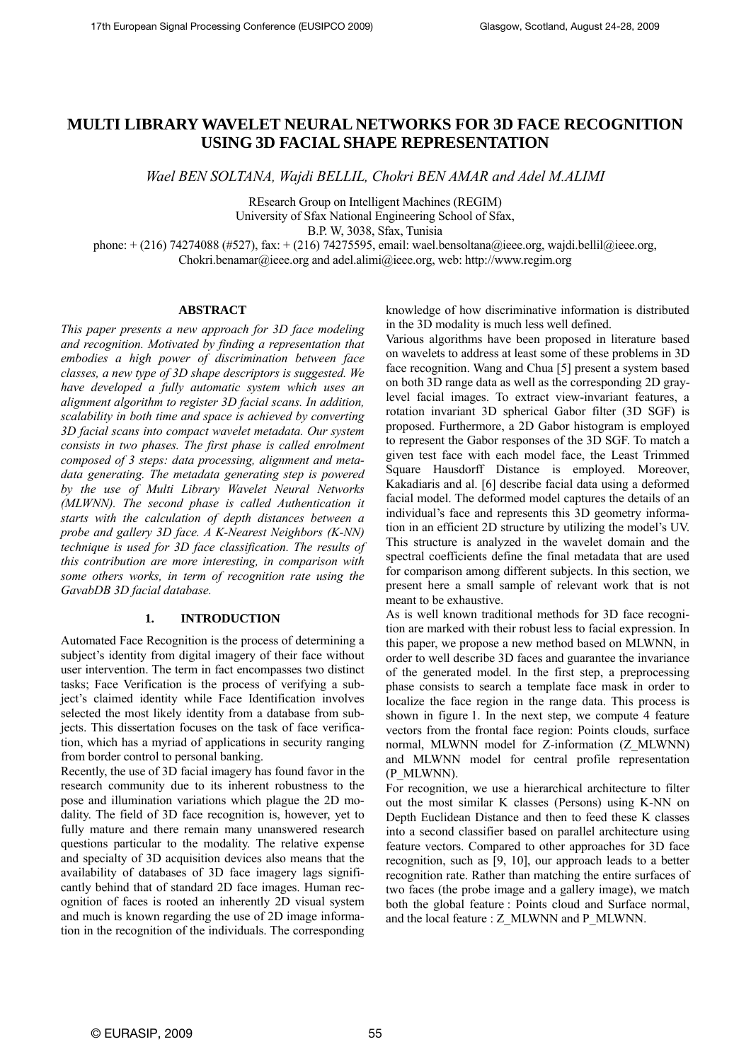# MULTI LIBRARY WAVELET NEURAL NETWORKS FOR 3D FACE RECOGNITION USING 3D FACIAL SHAPE REPRESENTATION

*Wael BEN SOLTANA, Wajdi BELLIL, Chokri BEN AMAR and Adel M.ALIMI*

REsearch Group on Intelligent Machines (REGIM)
University of Sfax National Engineering School of Sfax,
B.P. W, 3038, Sfax, Tunisia
phone: + (216) 74274088 (#527), fax: + (216) 74275595, email: wael.bensoltana@ieee.org, wajdi.bellil@ieee.org, Chokri.benamar@ieee.org and adel.alimi@ieee.org, web: http://www.regim.org

## ABSTRACT

*This paper presents a new approach for 3D face modeling and recognition. Motivated by finding a representation that embodies a high power of discrimination between face classes, a new type of 3D shape descriptors is suggested. We have developed a fully automatic system which uses an alignment algorithm to register 3D facial scans. In addition, scalability in both time and space is achieved by converting 3D facial scans into compact wavelet metadata. Our system consists in two phases. The first phase is called enrolment composed of 3 steps: data processing, alignment and metadata generating. The metadata generating step is powered by the use of Multi Library Wavelet Neural Networks (MLWNN). The second phase is called Authentication it starts with the calculation of depth distances between a probe and gallery 3D face. A K-Nearest Neighbors (K-NN) technique is used for 3D face classification. The results of this contribution are more interesting, in comparison with some others works, in term of recognition rate using the GavabDB 3D facial database.*

## 1. INTRODUCTION

Automated Face Recognition is the process of determining a subject's identity from digital imagery of their face without user intervention. The term in fact encompasses two distinct tasks; Face Verification is the process of verifying a subject's claimed identity while Face Identification involves selected the most likely identity from a database from subjects. This dissertation focuses on the task of face verification, which has a myriad of applications in security ranging from border control to personal banking.

Recently, the use of 3D facial imagery has found favor in the research community due to its inherent robustness to the pose and illumination variations which plague the 2D modality. The field of 3D face recognition is, however, yet to fully mature and there remain many unanswered research questions particular to the modality. The relative expense and specialty of 3D acquisition devices also means that the availability of databases of 3D face imagery lags significantly behind that of standard 2D face images. Human recognition of faces is rooted an inherently 2D visual system and much is known regarding the use of 2D image information in the recognition of the individuals. The corresponding knowledge of how discriminative information is distributed in the 3D modality is much less well defined.

Various algorithms have been proposed in literature based on wavelets to address at least some of these problems in 3D face recognition. Wang and Chua [5] present a system based on both 3D range data as well as the corresponding 2D gray-level facial images. To extract view-invariant features, a rotation invariant 3D spherical Gabor filter (3D SGF) is proposed. Furthermore, a 2D Gabor histogram is employed to represent the Gabor responses of the 3D SGF. To match a given test face with each model face, the Least Trimmed Square Hausdorff Distance is employed. Moreover, Kakadiaris and al. [6] describe facial data using a deformed facial model. The deformed model captures the details of an individual's face and represents this 3D geometry information in an efficient 2D structure by utilizing the model's UV. This structure is analyzed in the wavelet domain and the spectral coefficients define the final metadata that are used for comparison among different subjects. In this section, we present here a small sample of relevant work that is not meant to be exhaustive.

As is well known traditional methods for 3D face recognition are marked with their robust less to facial expression. In this paper, we propose a new method based on MLWNN, in order to well describe 3D faces and guarantee the invariance of the generated model. In the first step, a preprocessing phase consists to search a template face mask in order to localize the face region in the range data. This process is shown in figure 1. In the next step, we compute 4 feature vectors from the frontal face region: Points clouds, surface normal, MLWNN model for Z-information (Z_MLWNN) and MLWNN model for central profile representation (P_MLWNN).

For recognition, we use a hierarchical architecture to filter out the most similar K classes (Persons) using K-NN on Depth Euclidean Distance and then to feed these K classes into a second classifier based on parallel architecture using feature vectors. Compared to other approaches for 3D face recognition, such as [9, 10], our approach leads to a better recognition rate. Rather than matching the entire surfaces of two faces (the probe image and a gallery image), we match both the global feature : Points cloud and Surface normal, and the local feature : Z_MLWNN and P_MLWNN.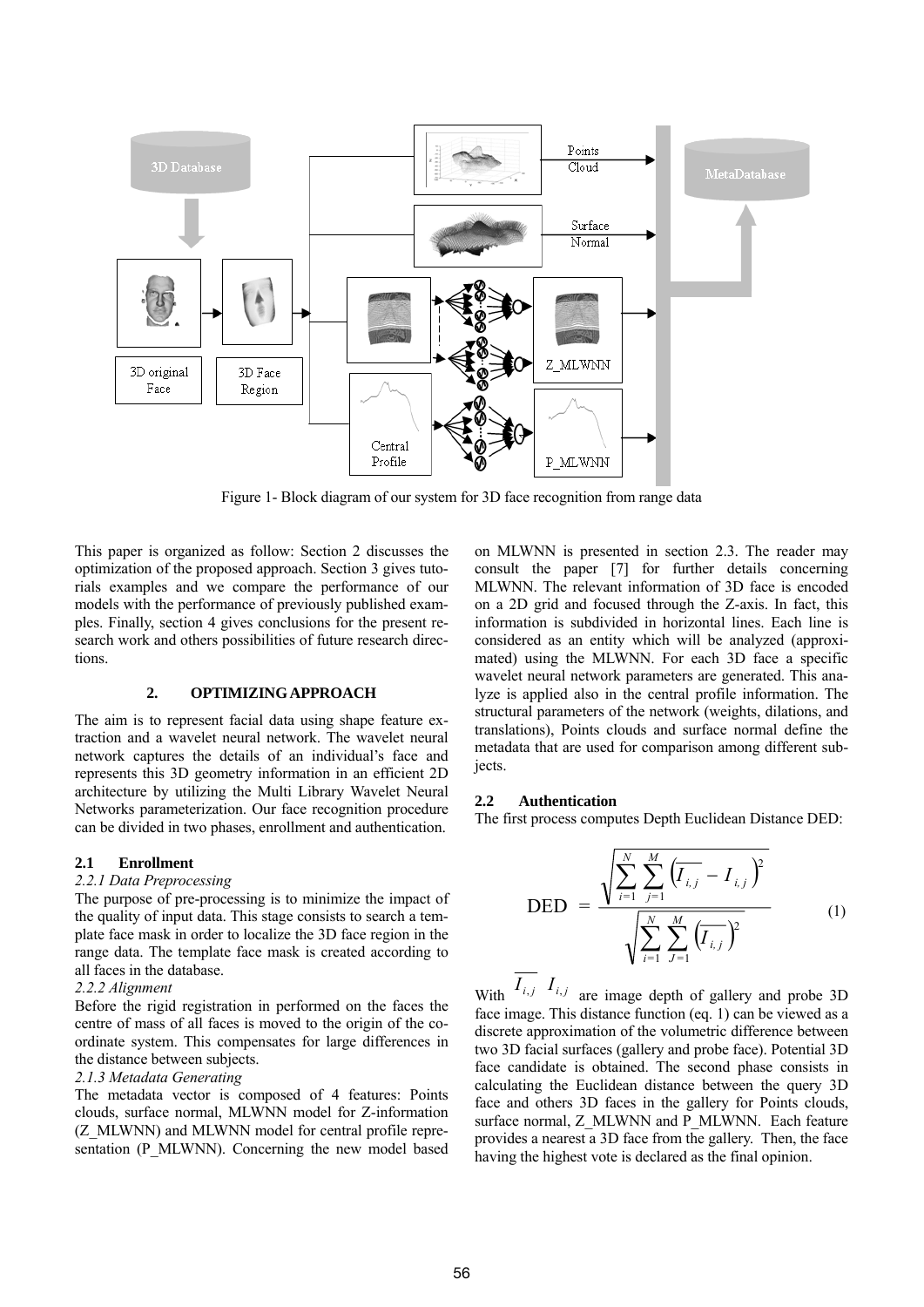Figure 1- Block diagram of our system for 3D face recognition from range data

This paper is organized as follow: Section 2 discusses the optimization of the proposed approach. Section 3 gives tutorials examples and we compare the performance of our models with the performance of previously published examples. Finally, section 4 gives conclusions for the present research work and others possibilities of future research directions.

## 2. OPTIMIZING APPROACH

The aim is to represent facial data using shape feature extraction and a wavelet neural network. The wavelet neural network captures the details of an individual's face and represents this 3D geometry information in an efficient 2D architecture by utilizing the Multi Library Wavelet Neural Networks parameterization. Our face recognition procedure can be divided in two phases, enrollment and authentication.

### 2.1 Enrollment

*2.2.1 Data Preprocessing*

The purpose of pre-processing is to minimize the impact of the quality of input data. This stage consists to search a template face mask in order to localize the 3D face region in the range data. The template face mask is created according to all faces in the database.

*2.2.2 Alignment*

Before the rigid registration in performed on the faces the centre of mass of all faces is moved to the origin of the coordinate system. This compensates for large differences in the distance between subjects.

*2.1.3 Metadata Generating*

The metadata vector is composed of 4 features: Points clouds, surface normal, MLWNN model for Z-information (Z_MLWNN) and MLWNN model for central profile representation (P_MLWNN). Concerning the new model based on MLWNN is presented in section 2.3. The reader may consult the paper [7] for further details concerning MLWNN. The relevant information of 3D face is encoded on a 2D grid and focused through the Z-axis. In fact, this information is subdivided in horizontal lines. Each line is considered as an entity which will be analyzed (approximated) using the MLWNN. For each 3D face a specific wavelet neural network parameters are generated. This analyze is applied also in the central profile information. The structural parameters of the network (weights, dilations, and translations), Points clouds and surface normal define the metadata that are used for comparison among different subjects.

### 2.2 Authentication

The first process computes Depth Euclidean Distance DED:

$$\text{DED} = \frac{\sqrt{\sum_{i=1}^{N}\sum_{j=1}^{M}\left(\overline{I_{i,j}} - I_{i,j}\right)^2}}{\sqrt{\sum_{i=1}^{N}\sum_{J=1}^{M}\left(\overline{I_{i,j}}\right)^2}} \tag{1}$$

With $\overline{I_{i,j}}$ $I_{i,j}$ are image depth of gallery and probe 3D face image. This distance function (eq. 1) can be viewed as a discrete approximation of the volumetric difference between two 3D facial surfaces (gallery and probe face). Potential 3D face candidate is obtained. The second phase consists in calculating the Euclidean distance between the query 3D face and others 3D faces in the gallery for Points clouds, surface normal, Z_MLWNN and P_MLWNN. Each feature provides a nearest a 3D face from the gallery. Then, the face having the highest vote is declared as the final opinion.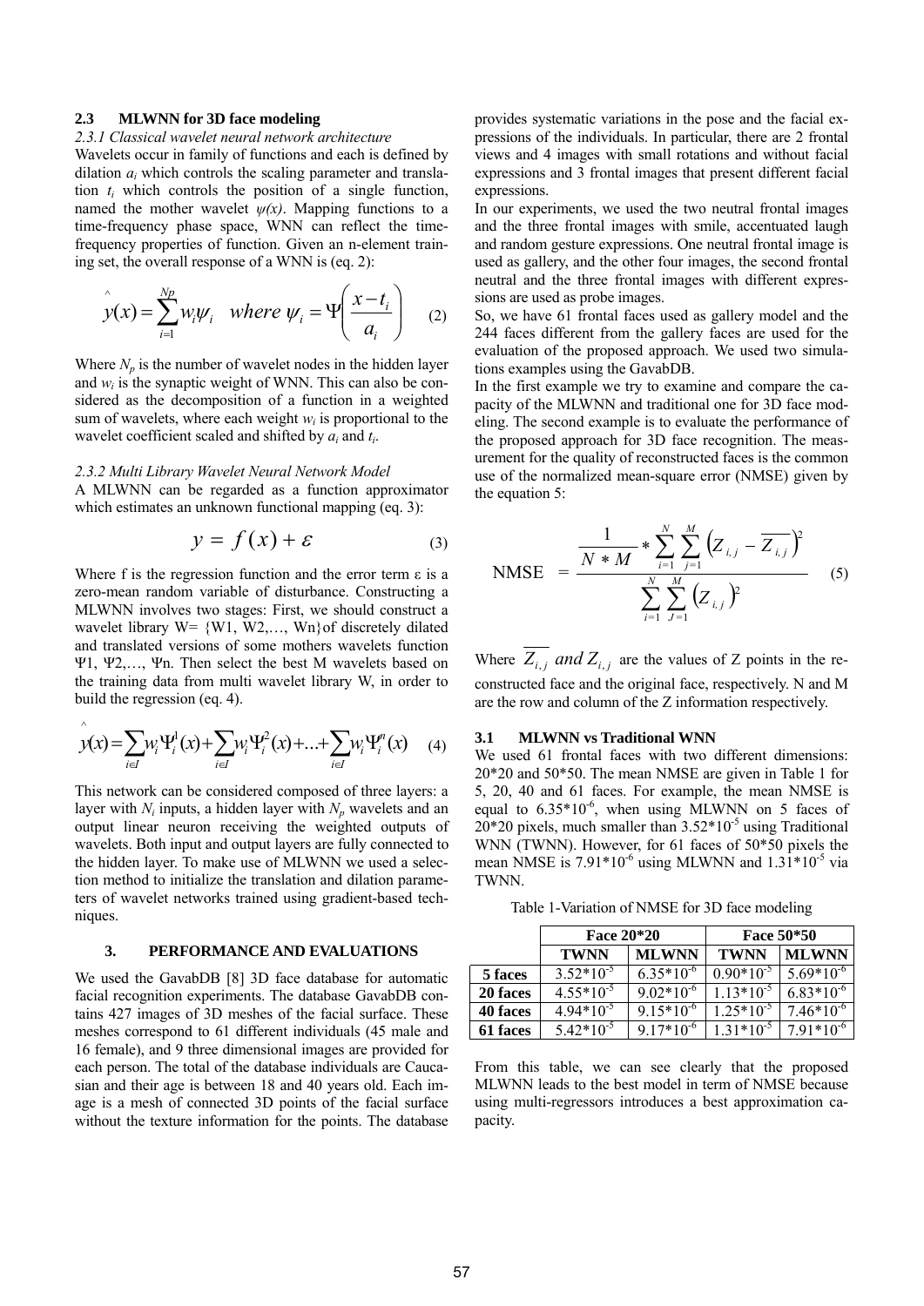### 2.3 MLWNN for 3D face modeling

*2.3.1 Classical wavelet neural network architecture*

Wavelets occur in family of functions and each is defined by dilation $a_i$ which controls the scaling parameter and translation $t_i$ which controls the position of a single function, named the mother wavelet $\psi(x)$. Mapping functions to a time-frequency phase space, WNN can reflect the time-frequency properties of function. Given an n-element training set, the overall response of a WNN is (eq. 2):

$$\hat{y}(x) = \sum_{i=1}^{Np} w_i \psi_i \quad where \; \psi_i = \Psi\left(\frac{x - t_i}{a_i}\right) \tag{2}$$

Where $N_p$ is the number of wavelet nodes in the hidden layer and $w_i$ is the synaptic weight of WNN. This can also be considered as the decomposition of a function in a weighted sum of wavelets, where each weight $w_i$ is proportional to the wavelet coefficient scaled and shifted by $a_i$ and $t_i$.

*2.3.2 Multi Library Wavelet Neural Network Model*

A MLWNN can be regarded as a function approximator which estimates an unknown functional mapping (eq. 3):

$$y = f(x) + \varepsilon \tag{3}$$

Where f is the regression function and the error term ε is a zero-mean random variable of disturbance. Constructing a MLWNN involves two stages: First, we should construct a wavelet library W= {W1, W2,…, Wn}of discretely dilated and translated versions of some mothers wavelets function Ψ1, Ψ2,…, Ψn. Then select the best M wavelets based on the training data from multi wavelet library W, in order to build the regression (eq. 4).

$$\hat{y}(x) = \sum_{i \in I} w_i \Psi_i^1(x) + \sum_{i \in I} w_i \Psi_i^2(x) + \ldots + \sum_{i \in I} w_i \Psi_i^n(x) \tag{4}$$

This network can be considered composed of three layers: a layer with $N_i$ inputs, a hidden layer with $N_p$ wavelets and an output linear neuron receiving the weighted outputs of wavelets. Both input and output layers are fully connected to the hidden layer. To make use of MLWNN we used a selection method to initialize the translation and dilation parameters of wavelet networks trained using gradient-based techniques.

## 3. PERFORMANCE AND EVALUATIONS

We used the GavabDB [8] 3D face database for automatic facial recognition experiments. The database GavabDB contains 427 images of 3D meshes of the facial surface. These meshes correspond to 61 different individuals (45 male and 16 female), and 9 three dimensional images are provided for each person. The total of the database individuals are Caucasian and their age is between 18 and 40 years old. Each image is a mesh of connected 3D points of the facial surface without the texture information for the points. The database provides systematic variations in the pose and the facial expressions of the individuals. In particular, there are 2 frontal views and 4 images with small rotations and without facial expressions and 3 frontal images that present different facial expressions.

In our experiments, we used the two neutral frontal images and the three frontal images with smile, accentuated laugh and random gesture expressions. One neutral frontal image is used as gallery, and the other four images, the second frontal neutral and the three frontal images with different expressions are used as probe images.

So, we have 61 frontal faces used as gallery model and the 244 faces different from the gallery faces are used for the evaluation of the proposed approach. We used two simulations examples using the GavabDB.

In the first example we try to examine and compare the capacity of the MLWNN and traditional one for 3D face modeling. The second example is to evaluate the performance of the proposed approach for 3D face recognition. The measurement for the quality of reconstructed faces is the common use of the normalized mean-square error (NMSE) given by the equation 5:

$$\text{NMSE} = \frac{\frac{1}{N * M} * \sum_{i=1}^{N} \sum_{j=1}^{M} \left(Z_{i,j} - \overline{Z_{i,j}}\right)^2}{\sum_{i=1}^{N} \sum_{J=1}^{M} \left(Z_{i,j}\right)^2} \tag{5}$$

Where $\overline{Z_{i,j}}$ *and* $Z_{i,j}$ are the values of Z points in the reconstructed face and the original face, respectively. N and M are the row and column of the Z information respectively.

### 3.1 MLWNN vs Traditional WNN

We used 61 frontal faces with two different dimensions: 20*20 and 50*50. The mean NMSE are given in Table 1 for 5, 20, 40 and 61 faces. For example, the mean NMSE is equal to $6.35*10^{-6}$, when using MLWNN on 5 faces of 20*20 pixels, much smaller than $3.52*10^{-5}$ using Traditional WNN (TWNN). However, for 61 faces of 50*50 pixels the mean NMSE is $7.91*10^{-6}$ using MLWNN and $1.31*10^{-5}$ via TWNN.

Table 1-Variation of NMSE for 3D face modeling

| | Face 20*20 | | Face 50*50 | |
|---|---|---|---|---|
| | **TWNN** | **MLWNN** | **TWNN** | **MLWNN** |
| **5 faces** | $3.52*10^{-5}$ | $6.35*10^{-6}$ | $0.90*10^{-5}$ | $5.69*10^{-6}$ |
| **20 faces** | $4.55*10^{-5}$ | $9.02*10^{-6}$ | $1.13*10^{-5}$ | $6.83*10^{-6}$ |
| **40 faces** | $4.94*10^{-5}$ | $9.15*10^{-6}$ | $1.25*10^{-5}$ | $7.46*10^{-6}$ |
| **61 faces** | $5.42*10^{-5}$ | $9.17*10^{-6}$ | $1.31*10^{-5}$ | $7.91*10^{-6}$ |

From this table, we can see clearly that the proposed MLWNN leads to the best model in term of NMSE because using multi-regressors introduces a best approximation capacity.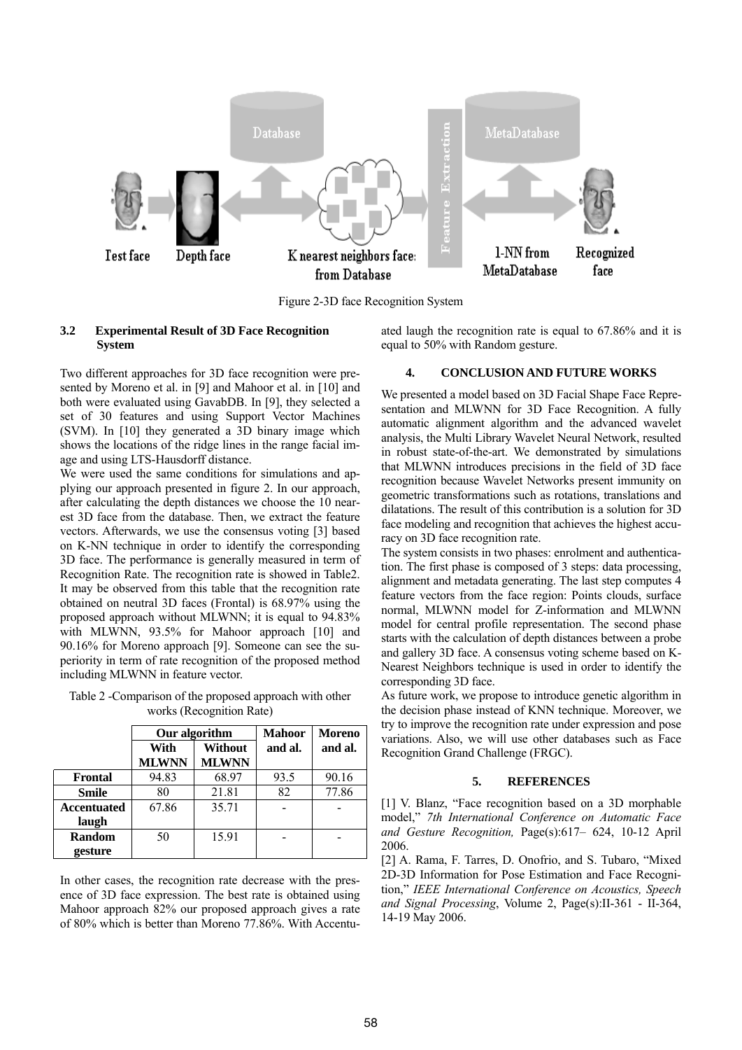Figure 2-3D face Recognition System

### 3.2 Experimental Result of 3D Face Recognition System

Two different approaches for 3D face recognition were presented by Moreno et al. in [9] and Mahoor et al. in [10] and both were evaluated using GavabDB. In [9], they selected a set of 30 features and using Support Vector Machines (SVM). In [10] they generated a 3D binary image which shows the locations of the ridge lines in the range facial image and using LTS-Hausdorff distance.

We were used the same conditions for simulations and applying our approach presented in figure 2. In our approach, after calculating the depth distances we choose the 10 nearest 3D face from the database. Then, we extract the feature vectors. Afterwards, we use the consensus voting [3] based on K-NN technique in order to identify the corresponding 3D face. The performance is generally measured in term of Recognition Rate. The recognition rate is showed in Table2. It may be observed from this table that the recognition rate obtained on neutral 3D faces (Frontal) is 68.97% using the proposed approach without MLWNN; it is equal to 94.83% with MLWNN, 93.5% for Mahoor approach [10] and 90.16% for Moreno approach [9]. Someone can see the superiority in term of rate recognition of the proposed method including MLWNN in feature vector.

Table 2 -Comparison of the proposed approach with other works (Recognition Rate)

| | Our algorithm | | Mahoor and al. | Moreno and al. |
|---|---|---|---|---|
| | With MLWNN | Without MLWNN | | |
| **Frontal** | 94.83 | 68.97 | 93.5 | 90.16 |
| **Smile** | 80 | 21.81 | 82 | 77.86 |
| **Accentuated laugh** | 67.86 | 35.71 | - | - |
| **Random gesture** | 50 | 15.91 | - | - |

In other cases, the recognition rate decrease with the presence of 3D face expression. The best rate is obtained using Mahoor approach 82% our proposed approach gives a rate of 80% which is better than Moreno 77.86%. With Accentuated laugh the recognition rate is equal to 67.86% and it is equal to 50% with Random gesture.

## 4. CONCLUSION AND FUTURE WORKS

We presented a model based on 3D Facial Shape Face Representation and MLWNN for 3D Face Recognition. A fully automatic alignment algorithm and the advanced wavelet analysis, the Multi Library Wavelet Neural Network, resulted in robust state-of-the-art. We demonstrated by simulations that MLWNN introduces precisions in the field of 3D face recognition because Wavelet Networks present immunity on geometric transformations such as rotations, translations and dilatations. The result of this contribution is a solution for 3D face modeling and recognition that achieves the highest accuracy on 3D face recognition rate.

The system consists in two phases: enrolment and authentication. The first phase is composed of 3 steps: data processing, alignment and metadata generating. The last step computes 4 feature vectors from the face region: Points clouds, surface normal, MLWNN model for Z-information and MLWNN model for central profile representation. The second phase starts with the calculation of depth distances between a probe and gallery 3D face. A consensus voting scheme based on K-Nearest Neighbors technique is used in order to identify the corresponding 3D face.

As future work, we propose to introduce genetic algorithm in the decision phase instead of KNN technique. Moreover, we try to improve the recognition rate under expression and pose variations. Also, we will use other databases such as Face Recognition Grand Challenge (FRGC).

## 5. REFERENCES

[1] V. Blanz, "Face recognition based on a 3D morphable model," *7th International Conference on Automatic Face and Gesture Recognition,* Page(s):617– 624, 10-12 April 2006.

[2] A. Rama, F. Tarres, D. Onofrio, and S. Tubaro, "Mixed 2D-3D Information for Pose Estimation and Face Recognition," *IEEE International Conference on Acoustics, Speech and Signal Processing*, Volume 2, Page(s):II-361 - II-364, 14-19 May 2006.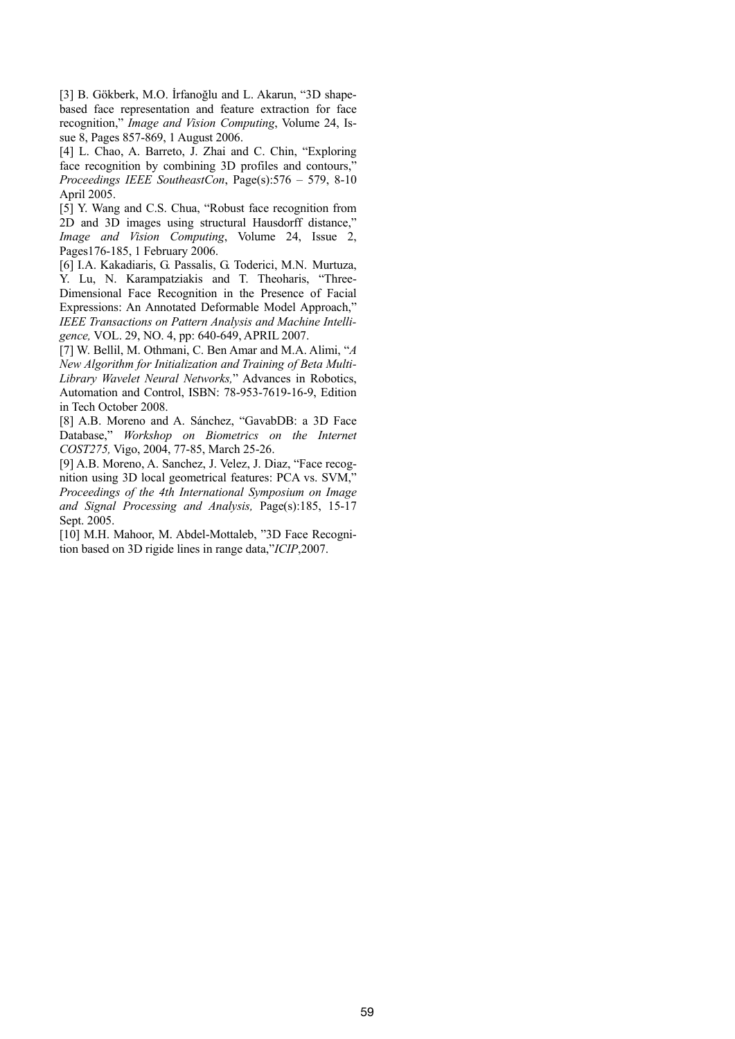[3] B. Gökberk, M.O. İrfanoğlu and L. Akarun, “3D shape-based face representation and feature extraction for face recognition,” *Image and Vision Computing*, Volume 24, Issue 8, Pages 857-869, 1 August 2006.

[4] L. Chao, A. Barreto, J. Zhai and C. Chin, “Exploring face recognition by combining 3D profiles and contours,” *Proceedings IEEE SoutheastCon*, Page(s):576 – 579, 8-10 April 2005.

[5] Y. Wang and C.S. Chua, “Robust face recognition from 2D and 3D images using structural Hausdorff distance,” *Image and Vision Computing*, Volume 24, Issue 2, Pages176-185, 1 February 2006.

[6] I.A. Kakadiaris, G. Passalis, G. Toderici, M.N. Murtuza, Y. Lu, N. Karampatziakis and T. Theoharis, “Three-Dimensional Face Recognition in the Presence of Facial Expressions: An Annotated Deformable Model Approach,” *IEEE Transactions on Pattern Analysis and Machine Intelligence,* VOL. 29, NO. 4, pp: 640-649, APRIL 2007.

[7] W. Bellil, M. Othmani, C. Ben Amar and M.A. Alimi, “*A New Algorithm for Initialization and Training of Beta Multi-Library Wavelet Neural Networks,*” Advances in Robotics, Automation and Control, ISBN: 78-953-7619-16-9, Edition in Tech October 2008.

[8] A.B. Moreno and A. Sánchez, “GavabDB: a 3D Face Database,” *Workshop on Biometrics on the Internet COST275,* Vigo, 2004, 77-85, March 25-26.

[9] A.B. Moreno, A. Sanchez, J. Velez, J. Diaz, “Face recognition using 3D local geometrical features: PCA vs. SVM,” *Proceedings of the 4th International Symposium on Image and Signal Processing and Analysis,* Page(s):185, 15-17 Sept. 2005.

[10] M.H. Mahoor, M. Abdel-Mottaleb, ”3D Face Recognition based on 3D rigide lines in range data,”*ICIP*,2007.